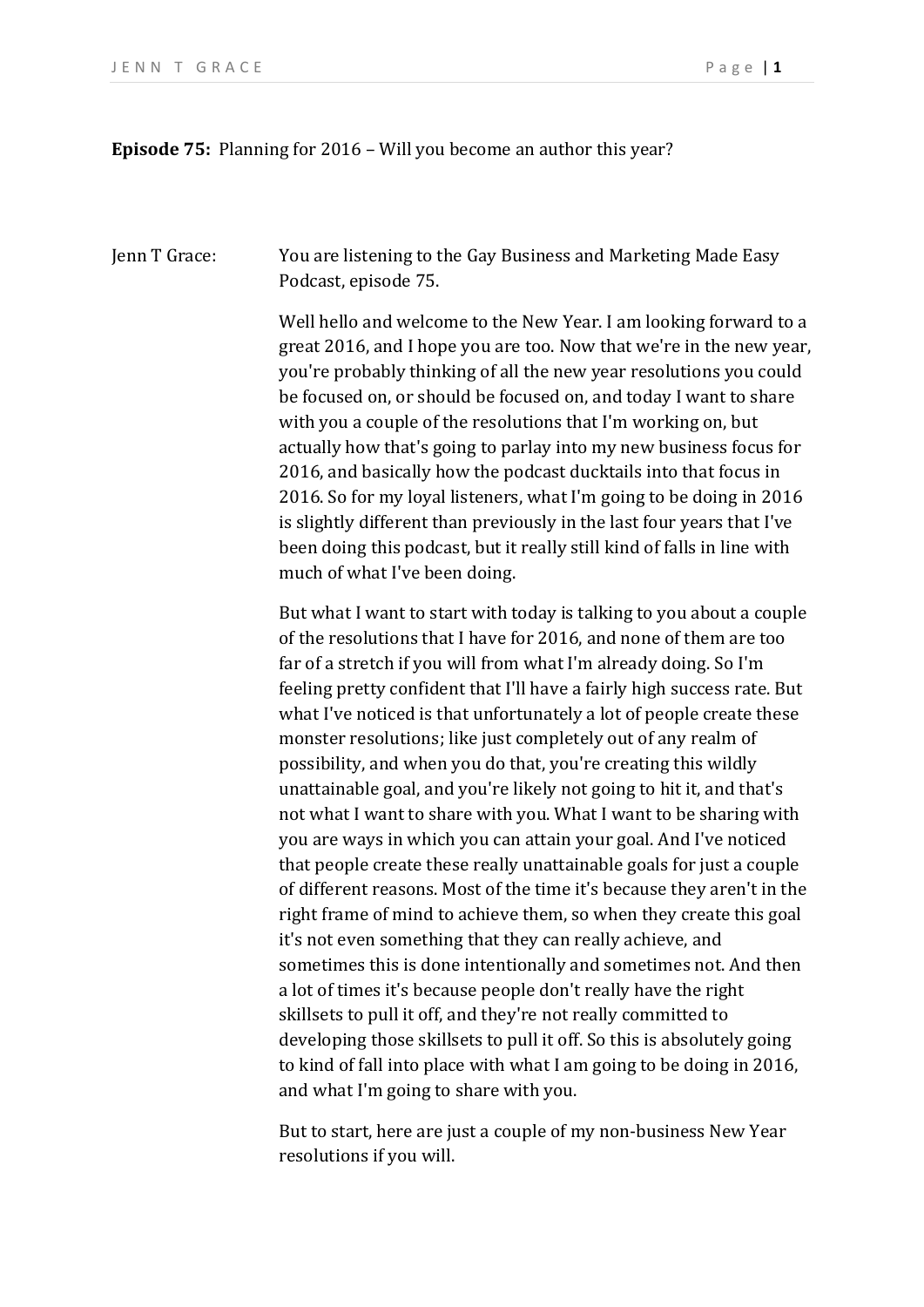**Episode 75:** Planning for 2016 – Will you become an author this year?

Jenn T Grace: You are listening to the Gay Business and Marketing Made Easy Podcast, episode 75.

Well hello and welcome to the New Year. I am looking forward to a great 2016, and I hope you are too. Now that we're in the new year, you're probably thinking of all the new year resolutions you could be focused on, or should be focused on, and today I want to share with you a couple of the resolutions that I'm working on, but actually how that's going to parlay into my new business focus for 2016, and basically how the podcast ducktails into that focus in 2016. So for my loyal listeners, what I'm going to be doing in 2016 is slightly different than previously in the last four years that I've been doing this podcast, but it really still kind of falls in line with much of what I've been doing.

But what I want to start with today is talking to you about a couple of the resolutions that I have for 2016, and none of them are too far of a stretch if you will from what I'm already doing. So I'm feeling pretty confident that I'll have a fairly high success rate. But what I've noticed is that unfortunately a lot of people create these monster resolutions; like just completely out of any realm of possibility, and when you do that, you're creating this wildly unattainable goal, and you're likely not going to hit it, and that's not what I want to share with you. What I want to be sharing with you are ways in which you can attain your goal. And I've noticed that people create these really unattainable goals for just a couple of different reasons. Most of the time it's because they aren't in the right frame of mind to achieve them, so when they create this goal it's not even something that they can really achieve, and sometimes this is done intentionally and sometimes not. And then a lot of times it's because people don't really have the right skillsets to pull it off, and they're not really committed to developing those skillsets to pull it off. So this is absolutely going to kind of fall into place with what I am going to be doing in 2016, and what I'm going to share with you.

But to start, here are just a couple of my non-business New Year resolutions if you will.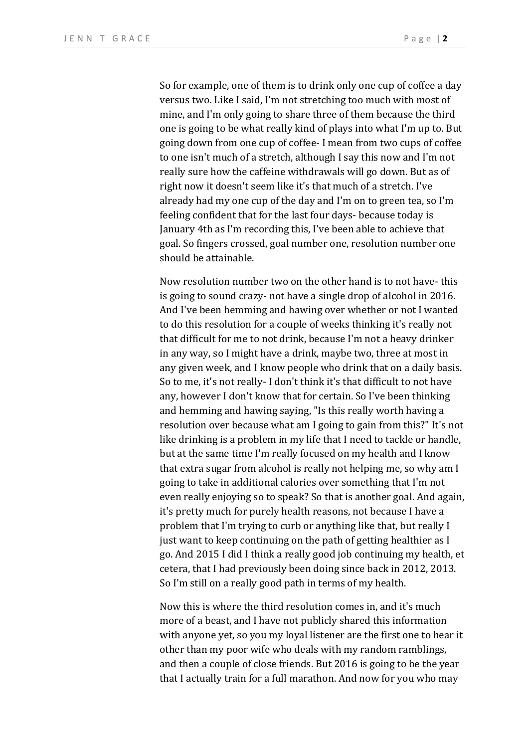So for example, one of them is to drink only one cup of coffee a day versus two. Like I said, I'm not stretching too much with most of mine, and I'm only going to share three of them because the third one is going to be what really kind of plays into what I'm up to. But going down from one cup of coffee- I mean from two cups of coffee to one isn't much of a stretch, although I say this now and I'm not really sure how the caffeine withdrawals will go down. But as of right now it doesn't seem like it's that much of a stretch. I've already had my one cup of the day and I'm on to green tea, so I'm feeling confident that for the last four days- because today is January 4th as I'm recording this, I've been able to achieve that goal. So fingers crossed, goal number one, resolution number one should be attainable.

Now resolution number two on the other hand is to not have- this is going to sound crazy- not have a single drop of alcohol in 2016. And I've been hemming and hawing over whether or not I wanted to do this resolution for a couple of weeks thinking it's really not that difficult for me to not drink, because I'm not a heavy drinker in any way, so I might have a drink, maybe two, three at most in any given week, and I know people who drink that on a daily basis. So to me, it's not really- I don't think it's that difficult to not have any, however I don't know that for certain. So I've been thinking and hemming and hawing saying, "Is this really worth having a resolution over because what am I going to gain from this?" It's not like drinking is a problem in my life that I need to tackle or handle, but at the same time I'm really focused on my health and I know that extra sugar from alcohol is really not helping me, so why am I going to take in additional calories over something that I'm not even really enjoying so to speak? So that is another goal. And again, it's pretty much for purely health reasons, not because I have a problem that I'm trying to curb or anything like that, but really I just want to keep continuing on the path of getting healthier as I go. And 2015 I did I think a really good job continuing my health, et cetera, that I had previously been doing since back in 2012, 2013. So I'm still on a really good path in terms of my health.

Now this is where the third resolution comes in, and it's much more of a beast, and I have not publicly shared this information with anyone yet, so you my loyal listener are the first one to hear it other than my poor wife who deals with my random ramblings, and then a couple of close friends. But 2016 is going to be the year that I actually train for a full marathon. And now for you who may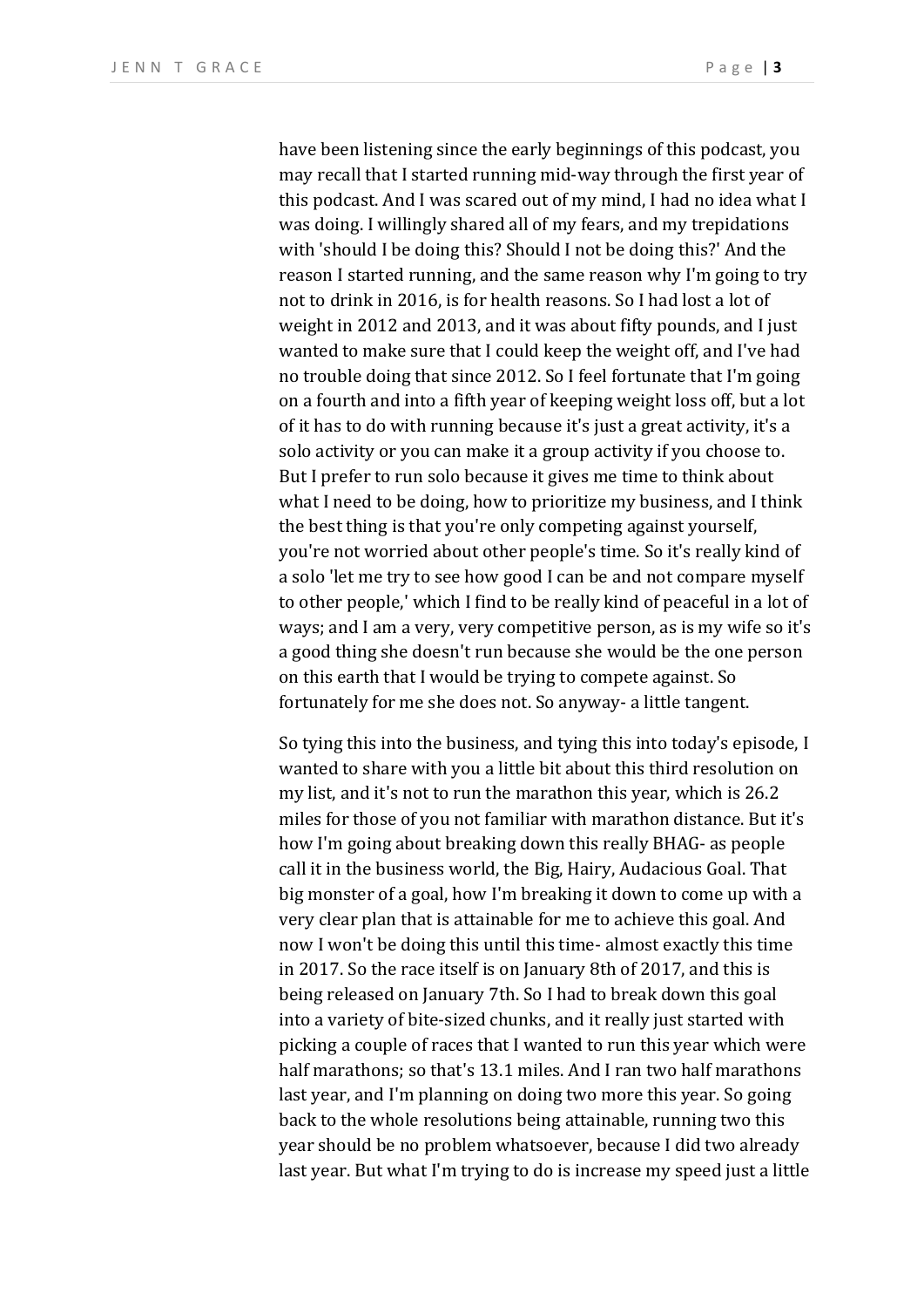have been listening since the early beginnings of this podcast, you may recall that I started running mid-way through the first year of this podcast. And I was scared out of my mind, I had no idea what I was doing. I willingly shared all of my fears, and my trepidations with 'should I be doing this? Should I not be doing this?' And the reason I started running, and the same reason why I'm going to try not to drink in 2016, is for health reasons. So I had lost a lot of weight in 2012 and 2013, and it was about fifty pounds, and I just wanted to make sure that I could keep the weight off, and I've had no trouble doing that since 2012. So I feel fortunate that I'm going on a fourth and into a fifth year of keeping weight loss off, but a lot of it has to do with running because it's just a great activity, it's a solo activity or you can make it a group activity if you choose to. But I prefer to run solo because it gives me time to think about what I need to be doing, how to prioritize my business, and I think the best thing is that you're only competing against yourself, you're not worried about other people's time. So it's really kind of a solo 'let me try to see how good I can be and not compare myself to other people,' which I find to be really kind of peaceful in a lot of ways; and I am a very, very competitive person, as is my wife so it's a good thing she doesn't run because she would be the one person on this earth that I would be trying to compete against. So fortunately for me she does not. So anyway- a little tangent.

So tying this into the business, and tying this into today's episode, I wanted to share with you a little bit about this third resolution on my list, and it's not to run the marathon this year, which is 26.2 miles for those of you not familiar with marathon distance. But it's how I'm going about breaking down this really BHAG- as people call it in the business world, the Big, Hairy, Audacious Goal. That big monster of a goal, how I'm breaking it down to come up with a very clear plan that is attainable for me to achieve this goal. And now I won't be doing this until this time- almost exactly this time in 2017. So the race itself is on January 8th of 2017, and this is being released on January 7th. So I had to break down this goal into a variety of bite-sized chunks, and it really just started with picking a couple of races that I wanted to run this year which were half marathons; so that's 13.1 miles. And I ran two half marathons last year, and I'm planning on doing two more this year. So going back to the whole resolutions being attainable, running two this year should be no problem whatsoever, because I did two already last year. But what I'm trying to do is increase my speed just a little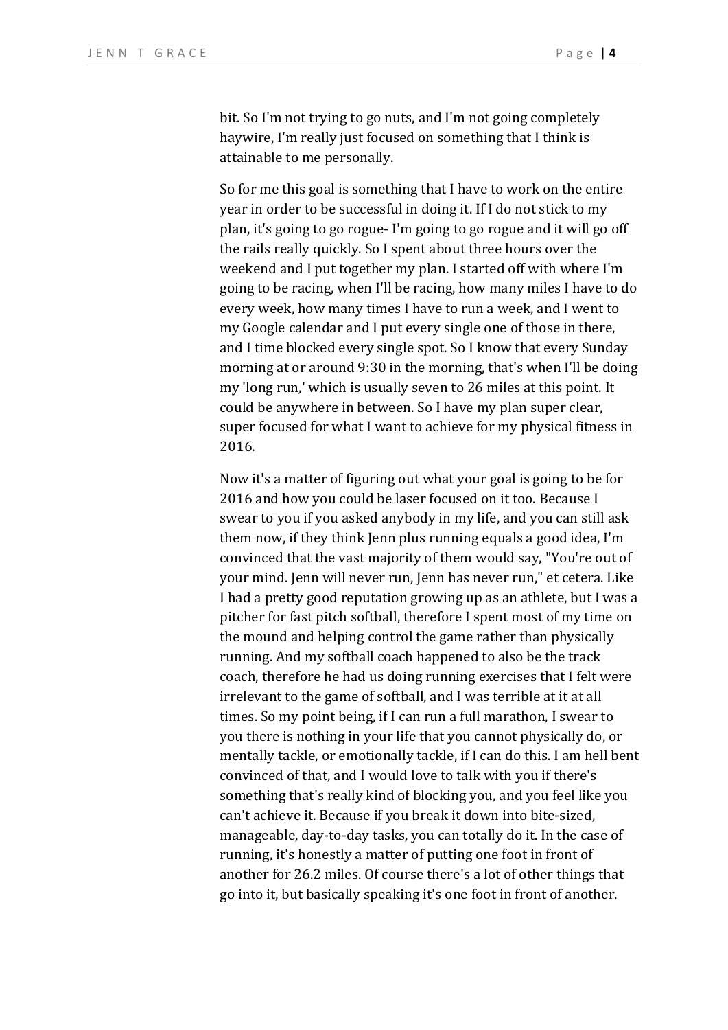bit. So I'm not trying to go nuts, and I'm not going completely haywire, I'm really just focused on something that I think is attainable to me personally.

So for me this goal is something that I have to work on the entire year in order to be successful in doing it. If I do not stick to my plan, it's going to go rogue- I'm going to go rogue and it will go off the rails really quickly. So I spent about three hours over the weekend and I put together my plan. I started off with where I'm going to be racing, when I'll be racing, how many miles I have to do every week, how many times I have to run a week, and I went to my Google calendar and I put every single one of those in there, and I time blocked every single spot. So I know that every Sunday morning at or around 9:30 in the morning, that's when I'll be doing my 'long run,' which is usually seven to 26 miles at this point. It could be anywhere in between. So I have my plan super clear, super focused for what I want to achieve for my physical fitness in 2016.

Now it's a matter of figuring out what your goal is going to be for 2016 and how you could be laser focused on it too. Because I swear to you if you asked anybody in my life, and you can still ask them now, if they think Jenn plus running equals a good idea, I'm convinced that the vast majority of them would say, "You're out of your mind. Jenn will never run, Jenn has never run," et cetera. Like I had a pretty good reputation growing up as an athlete, but I was a pitcher for fast pitch softball, therefore I spent most of my time on the mound and helping control the game rather than physically running. And my softball coach happened to also be the track coach, therefore he had us doing running exercises that I felt were irrelevant to the game of softball, and I was terrible at it at all times. So my point being, if I can run a full marathon, I swear to you there is nothing in your life that you cannot physically do, or mentally tackle, or emotionally tackle, if I can do this. I am hell bent convinced of that, and I would love to talk with you if there's something that's really kind of blocking you, and you feel like you can't achieve it. Because if you break it down into bite-sized, manageable, day-to-day tasks, you can totally do it. In the case of running, it's honestly a matter of putting one foot in front of another for 26.2 miles. Of course there's a lot of other things that go into it, but basically speaking it's one foot in front of another.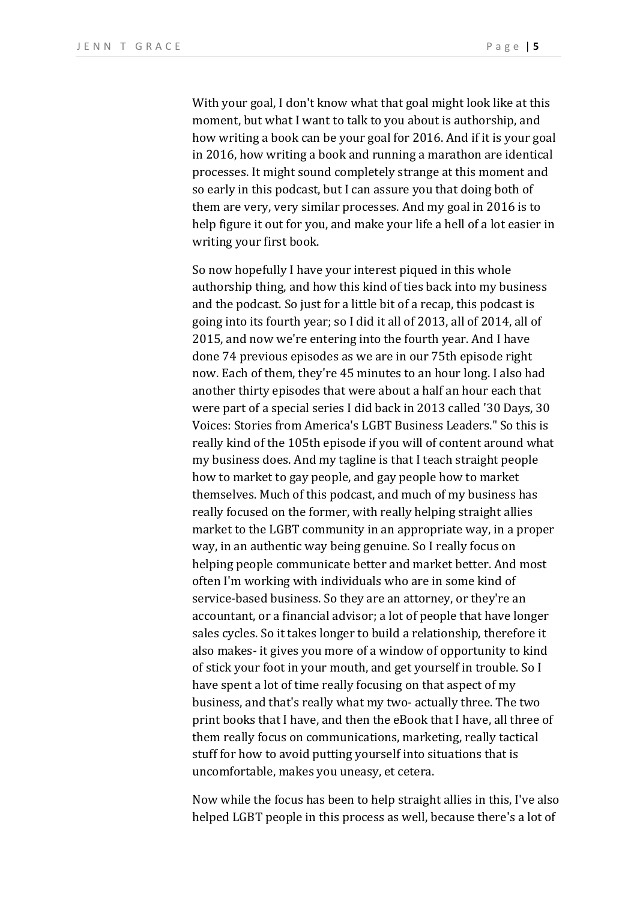With your goal, I don't know what that goal might look like at this moment, but what I want to talk to you about is authorship, and how writing a book can be your goal for 2016. And if it is your goal in 2016, how writing a book and running a marathon are identical processes. It might sound completely strange at this moment and so early in this podcast, but I can assure you that doing both of them are very, very similar processes. And my goal in 2016 is to help figure it out for you, and make your life a hell of a lot easier in writing your first book.

So now hopefully I have your interest piqued in this whole authorship thing, and how this kind of ties back into my business and the podcast. So just for a little bit of a recap, this podcast is going into its fourth year; so I did it all of 2013, all of 2014, all of 2015, and now we're entering into the fourth year. And I have done 74 previous episodes as we are in our 75th episode right now. Each of them, they're 45 minutes to an hour long. I also had another thirty episodes that were about a half an hour each that were part of a special series I did back in 2013 called '30 Days, 30 Voices: Stories from America's LGBT Business Leaders." So this is really kind of the 105th episode if you will of content around what my business does. And my tagline is that I teach straight people how to market to gay people, and gay people how to market themselves. Much of this podcast, and much of my business has really focused on the former, with really helping straight allies market to the LGBT community in an appropriate way, in a proper way, in an authentic way being genuine. So I really focus on helping people communicate better and market better. And most often I'm working with individuals who are in some kind of service-based business. So they are an attorney, or they're an accountant, or a financial advisor; a lot of people that have longer sales cycles. So it takes longer to build a relationship, therefore it also makes- it gives you more of a window of opportunity to kind of stick your foot in your mouth, and get yourself in trouble. So I have spent a lot of time really focusing on that aspect of my business, and that's really what my two- actually three. The two print books that I have, and then the eBook that I have, all three of them really focus on communications, marketing, really tactical stuff for how to avoid putting yourself into situations that is uncomfortable, makes you uneasy, et cetera.

Now while the focus has been to help straight allies in this, I've also helped LGBT people in this process as well, because there's a lot of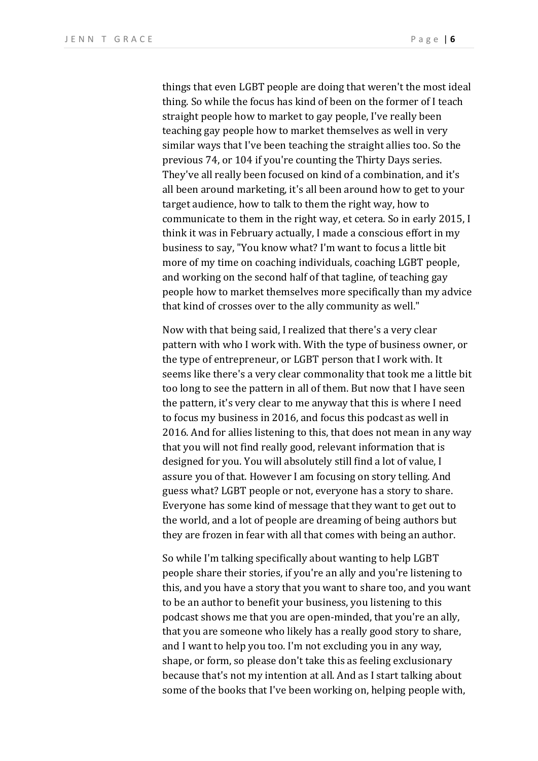things that even LGBT people are doing that weren't the most ideal thing. So while the focus has kind of been on the former of I teach straight people how to market to gay people, I've really been teaching gay people how to market themselves as well in very similar ways that I've been teaching the straight allies too. So the previous 74, or 104 if you're counting the Thirty Days series. They've all really been focused on kind of a combination, and it's all been around marketing, it's all been around how to get to your target audience, how to talk to them the right way, how to communicate to them in the right way, et cetera. So in early 2015, I think it was in February actually, I made a conscious effort in my business to say, "You know what? I'm want to focus a little bit more of my time on coaching individuals, coaching LGBT people, and working on the second half of that tagline, of teaching gay people how to market themselves more specifically than my advice that kind of crosses over to the ally community as well."

Now with that being said, I realized that there's a very clear pattern with who I work with. With the type of business owner, or the type of entrepreneur, or LGBT person that I work with. It seems like there's a very clear commonality that took me a little bit too long to see the pattern in all of them. But now that I have seen the pattern, it's very clear to me anyway that this is where I need to focus my business in 2016, and focus this podcast as well in 2016. And for allies listening to this, that does not mean in any way that you will not find really good, relevant information that is designed for you. You will absolutely still find a lot of value, I assure you of that. However I am focusing on story telling. And guess what? LGBT people or not, everyone has a story to share. Everyone has some kind of message that they want to get out to the world, and a lot of people are dreaming of being authors but they are frozen in fear with all that comes with being an author.

So while I'm talking specifically about wanting to help LGBT people share their stories, if you're an ally and you're listening to this, and you have a story that you want to share too, and you want to be an author to benefit your business, you listening to this podcast shows me that you are open-minded, that you're an ally, that you are someone who likely has a really good story to share, and I want to help you too. I'm not excluding you in any way, shape, or form, so please don't take this as feeling exclusionary because that's not my intention at all. And as I start talking about some of the books that I've been working on, helping people with,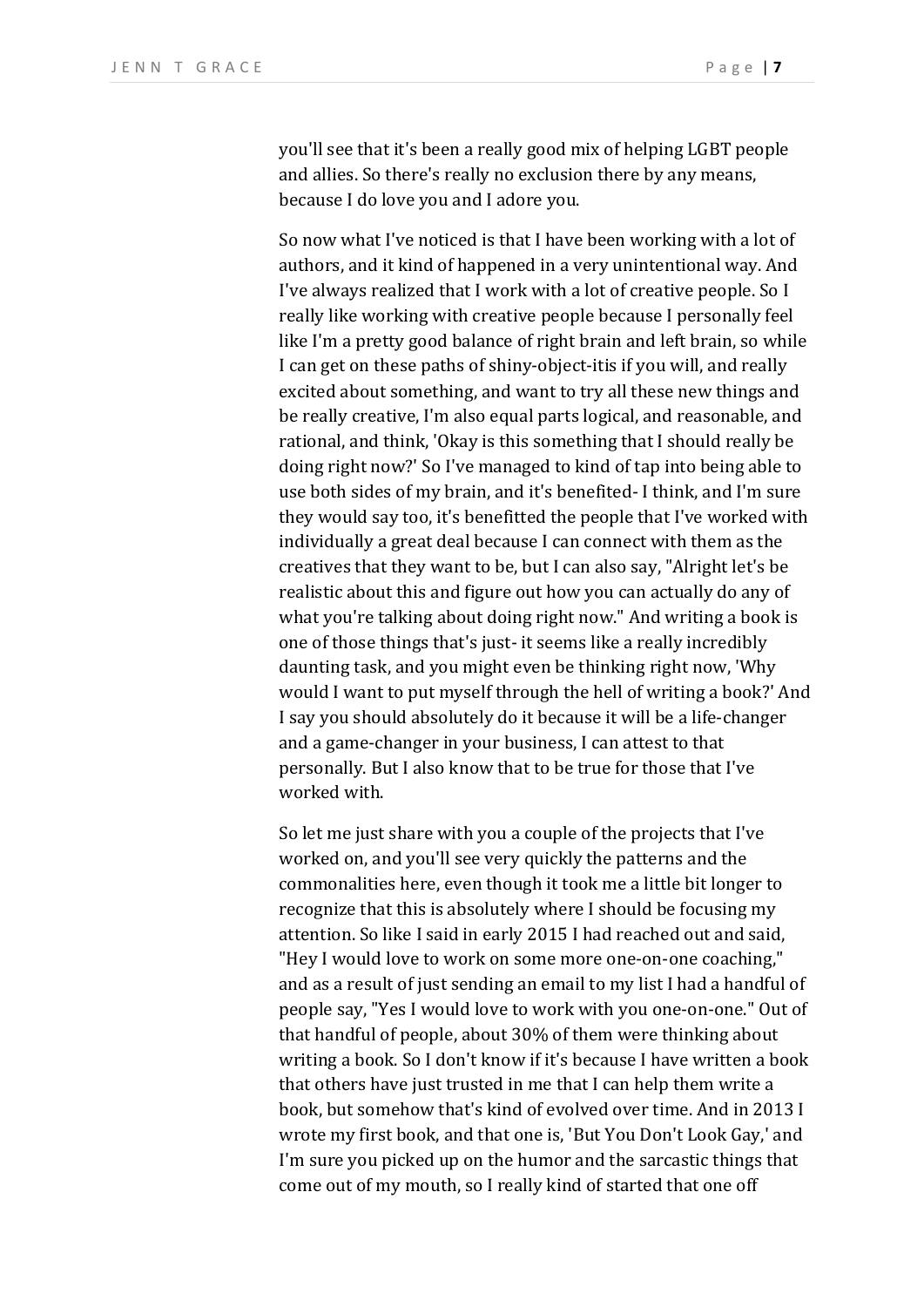you'll see that it's been a really good mix of helping LGBT people and allies. So there's really no exclusion there by any means, because I do love you and I adore you.

So now what I've noticed is that I have been working with a lot of authors, and it kind of happened in a very unintentional way. And I've always realized that I work with a lot of creative people. So I really like working with creative people because I personally feel like I'm a pretty good balance of right brain and left brain, so while I can get on these paths of shiny-object-itis if you will, and really excited about something, and want to try all these new things and be really creative, I'm also equal parts logical, and reasonable, and rational, and think, 'Okay is this something that I should really be doing right now?' So I've managed to kind of tap into being able to use both sides of my brain, and it's benefited- I think, and I'm sure they would say too, it's benefitted the people that I've worked with individually a great deal because I can connect with them as the creatives that they want to be, but I can also say, "Alright let's be realistic about this and figure out how you can actually do any of what you're talking about doing right now." And writing a book is one of those things that's just- it seems like a really incredibly daunting task, and you might even be thinking right now, 'Why would I want to put myself through the hell of writing a book?' And I say you should absolutely do it because it will be a life-changer and a game-changer in your business, I can attest to that personally. But I also know that to be true for those that I've worked with.

So let me just share with you a couple of the projects that I've worked on, and you'll see very quickly the patterns and the commonalities here, even though it took me a little bit longer to recognize that this is absolutely where I should be focusing my attention. So like I said in early 2015 I had reached out and said, "Hey I would love to work on some more one-on-one coaching," and as a result of just sending an email to my list I had a handful of people say, "Yes I would love to work with you one-on-one." Out of that handful of people, about 30% of them were thinking about writing a book. So I don't know if it's because I have written a book that others have just trusted in me that I can help them write a book, but somehow that's kind of evolved over time. And in 2013 I wrote my first book, and that one is, 'But You Don't Look Gay,' and I'm sure you picked up on the humor and the sarcastic things that come out of my mouth, so I really kind of started that one off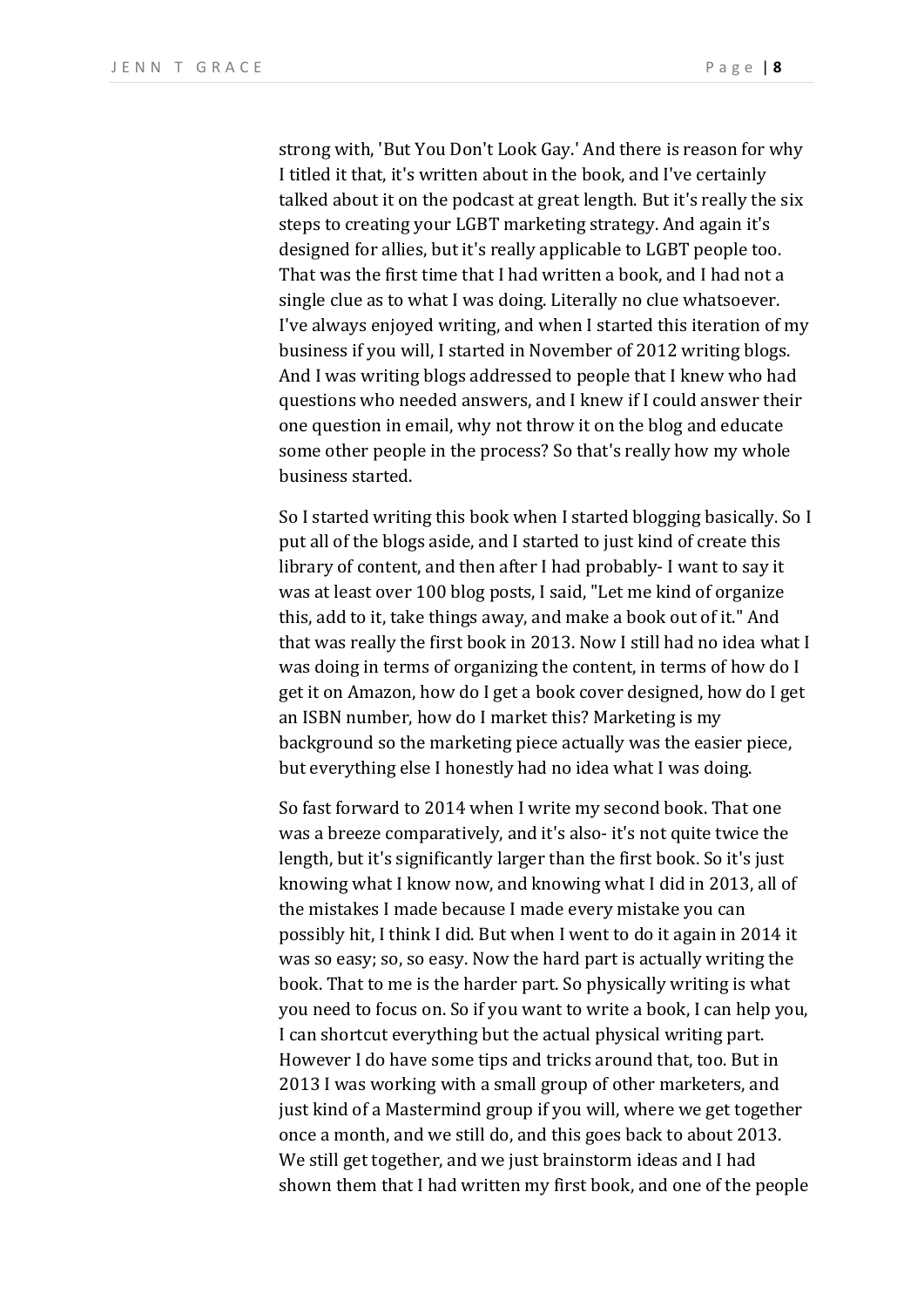strong with, 'But You Don't Look Gay.' And there is reason for why I titled it that, it's written about in the book, and I've certainly talked about it on the podcast at great length. But it's really the six steps to creating your LGBT marketing strategy. And again it's designed for allies, but it's really applicable to LGBT people too. That was the first time that I had written a book, and I had not a single clue as to what I was doing. Literally no clue whatsoever. I've always enjoyed writing, and when I started this iteration of my business if you will, I started in November of 2012 writing blogs. And I was writing blogs addressed to people that I knew who had questions who needed answers, and I knew if I could answer their one question in email, why not throw it on the blog and educate some other people in the process? So that's really how my whole business started.

So I started writing this book when I started blogging basically. So I put all of the blogs aside, and I started to just kind of create this library of content, and then after I had probably- I want to say it was at least over 100 blog posts, I said, "Let me kind of organize this, add to it, take things away, and make a book out of it." And that was really the first book in 2013. Now I still had no idea what I was doing in terms of organizing the content, in terms of how do I get it on Amazon, how do I get a book cover designed, how do I get an ISBN number, how do I market this? Marketing is my background so the marketing piece actually was the easier piece, but everything else I honestly had no idea what I was doing.

So fast forward to 2014 when I write my second book. That one was a breeze comparatively, and it's also- it's not quite twice the length, but it's significantly larger than the first book. So it's just knowing what I know now, and knowing what I did in 2013, all of the mistakes I made because I made every mistake you can possibly hit, I think I did. But when I went to do it again in 2014 it was so easy; so, so easy. Now the hard part is actually writing the book. That to me is the harder part. So physically writing is what you need to focus on. So if you want to write a book, I can help you, I can shortcut everything but the actual physical writing part. However I do have some tips and tricks around that, too. But in 2013 I was working with a small group of other marketers, and just kind of a Mastermind group if you will, where we get together once a month, and we still do, and this goes back to about 2013. We still get together, and we just brainstorm ideas and I had shown them that I had written my first book, and one of the people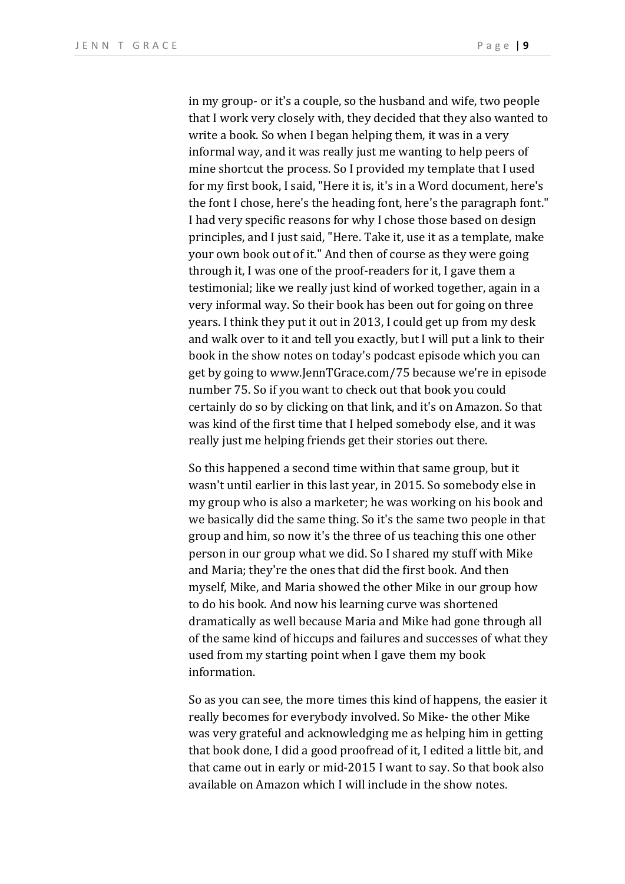in my group- or it's a couple, so the husband and wife, two people that I work very closely with, they decided that they also wanted to write a book. So when I began helping them, it was in a very informal way, and it was really just me wanting to help peers of mine shortcut the process. So I provided my template that I used for my first book, I said, "Here it is, it's in a Word document, here's the font I chose, here's the heading font, here's the paragraph font." I had very specific reasons for why I chose those based on design principles, and I just said, "Here. Take it, use it as a template, make your own book out of it." And then of course as they were going through it, I was one of the proof-readers for it, I gave them a testimonial; like we really just kind of worked together, again in a very informal way. So their book has been out for going on three years. I think they put it out in 2013, I could get up from my desk and walk over to it and tell you exactly, but I will put a link to their book in the show notes on today's podcast episode which you can get by going to www.JennTGrace.com/75 because we're in episode number 75. So if you want to check out that book you could certainly do so by clicking on that link, and it's on Amazon. So that was kind of the first time that I helped somebody else, and it was really just me helping friends get their stories out there.

So this happened a second time within that same group, but it wasn't until earlier in this last year, in 2015. So somebody else in my group who is also a marketer; he was working on his book and we basically did the same thing. So it's the same two people in that group and him, so now it's the three of us teaching this one other person in our group what we did. So I shared my stuff with Mike and Maria; they're the ones that did the first book. And then myself, Mike, and Maria showed the other Mike in our group how to do his book. And now his learning curve was shortened dramatically as well because Maria and Mike had gone through all of the same kind of hiccups and failures and successes of what they used from my starting point when I gave them my book information.

So as you can see, the more times this kind of happens, the easier it really becomes for everybody involved. So Mike- the other Mike was very grateful and acknowledging me as helping him in getting that book done, I did a good proofread of it, I edited a little bit, and that came out in early or mid-2015 I want to say. So that book also available on Amazon which I will include in the show notes.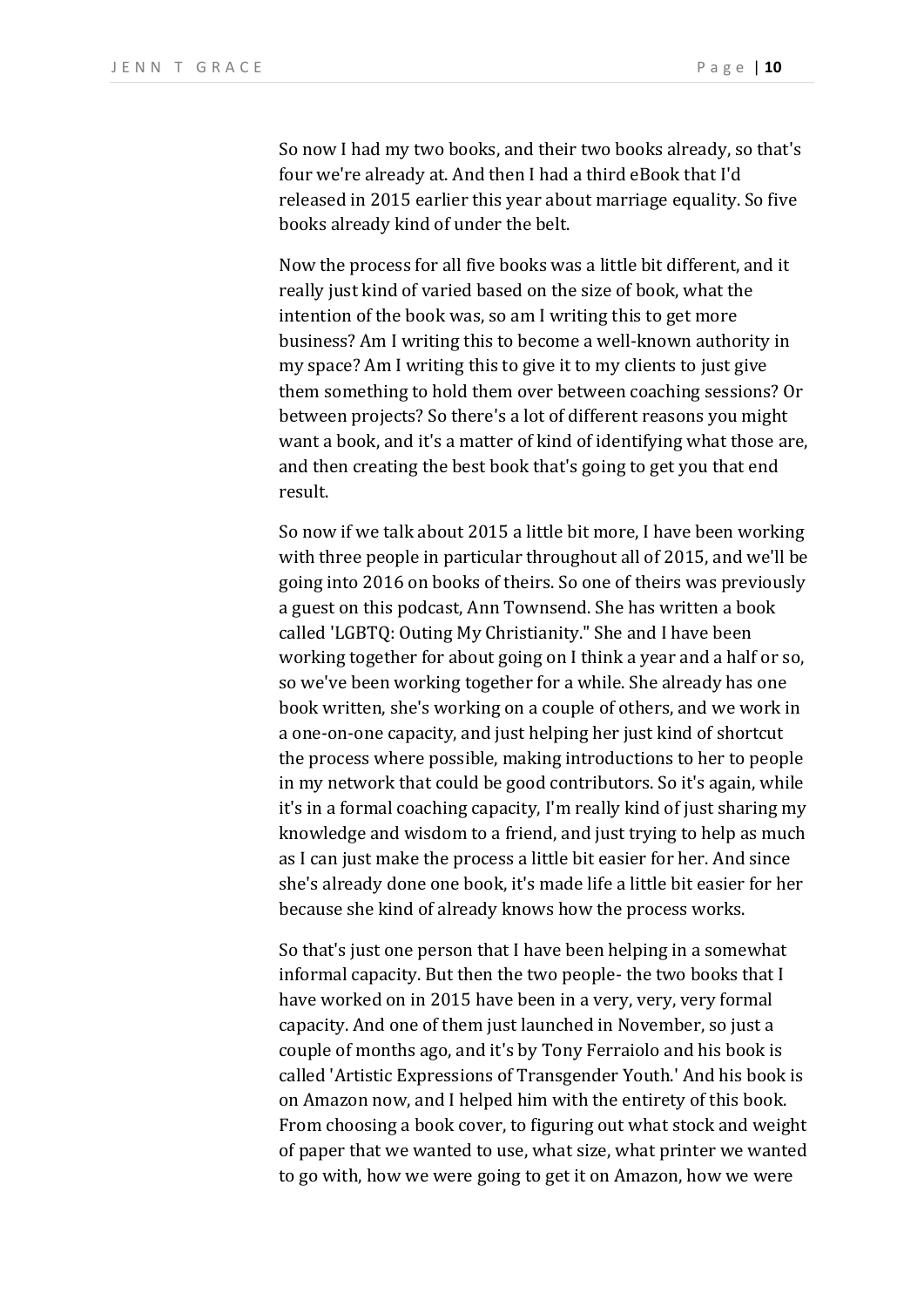So now I had my two books, and their two books already, so that's four we're already at. And then I had a third eBook that I'd released in 2015 earlier this year about marriage equality. So five books already kind of under the belt.

Now the process for all five books was a little bit different, and it really just kind of varied based on the size of book, what the intention of the book was, so am I writing this to get more business? Am I writing this to become a well-known authority in my space? Am I writing this to give it to my clients to just give them something to hold them over between coaching sessions? Or between projects? So there's a lot of different reasons you might want a book, and it's a matter of kind of identifying what those are, and then creating the best book that's going to get you that end result.

So now if we talk about 2015 a little bit more, I have been working with three people in particular throughout all of 2015, and we'll be going into 2016 on books of theirs. So one of theirs was previously a guest on this podcast, Ann Townsend. She has written a book called 'LGBTQ: Outing My Christianity." She and I have been working together for about going on I think a year and a half or so, so we've been working together for a while. She already has one book written, she's working on a couple of others, and we work in a one-on-one capacity, and just helping her just kind of shortcut the process where possible, making introductions to her to people in my network that could be good contributors. So it's again, while it's in a formal coaching capacity, I'm really kind of just sharing my knowledge and wisdom to a friend, and just trying to help as much as I can just make the process a little bit easier for her. And since she's already done one book, it's made life a little bit easier for her because she kind of already knows how the process works.

So that's just one person that I have been helping in a somewhat informal capacity. But then the two people- the two books that I have worked on in 2015 have been in a very, very, very formal capacity. And one of them just launched in November, so just a couple of months ago, and it's by Tony Ferraiolo and his book is called 'Artistic Expressions of Transgender Youth.' And his book is on Amazon now, and I helped him with the entirety of this book. From choosing a book cover, to figuring out what stock and weight of paper that we wanted to use, what size, what printer we wanted to go with, how we were going to get it on Amazon, how we were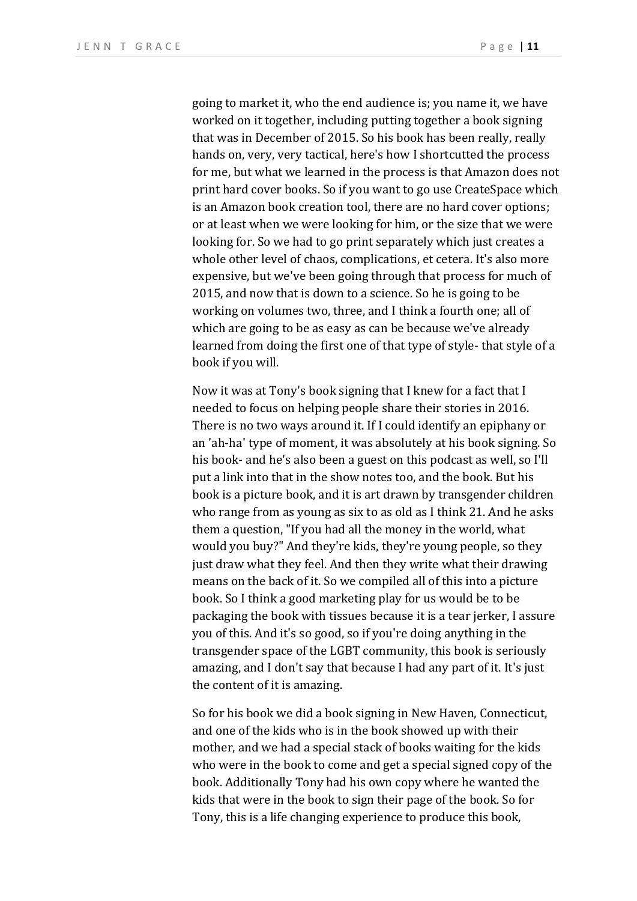going to market it, who the end audience is; you name it, we have worked on it together, including putting together a book signing that was in December of 2015. So his book has been really, really hands on, very, very tactical, here's how I shortcutted the process for me, but what we learned in the process is that Amazon does not print hard cover books. So if you want to go use CreateSpace which is an Amazon book creation tool, there are no hard cover options; or at least when we were looking for him, or the size that we were looking for. So we had to go print separately which just creates a whole other level of chaos, complications, et cetera. It's also more expensive, but we've been going through that process for much of 2015, and now that is down to a science. So he is going to be working on volumes two, three, and I think a fourth one; all of which are going to be as easy as can be because we've already learned from doing the first one of that type of style- that style of a book if you will.

Now it was at Tony's book signing that I knew for a fact that I needed to focus on helping people share their stories in 2016. There is no two ways around it. If I could identify an epiphany or an 'ah-ha' type of moment, it was absolutely at his book signing. So his book- and he's also been a guest on this podcast as well, so I'll put a link into that in the show notes too, and the book. But his book is a picture book, and it is art drawn by transgender children who range from as young as six to as old as I think 21. And he asks them a question, "If you had all the money in the world, what would you buy?" And they're kids, they're young people, so they just draw what they feel. And then they write what their drawing means on the back of it. So we compiled all of this into a picture book. So I think a good marketing play for us would be to be packaging the book with tissues because it is a tear jerker, I assure you of this. And it's so good, so if you're doing anything in the transgender space of the LGBT community, this book is seriously amazing, and I don't say that because I had any part of it. It's just the content of it is amazing.

So for his book we did a book signing in New Haven, Connecticut, and one of the kids who is in the book showed up with their mother, and we had a special stack of books waiting for the kids who were in the book to come and get a special signed copy of the book. Additionally Tony had his own copy where he wanted the kids that were in the book to sign their page of the book. So for Tony, this is a life changing experience to produce this book,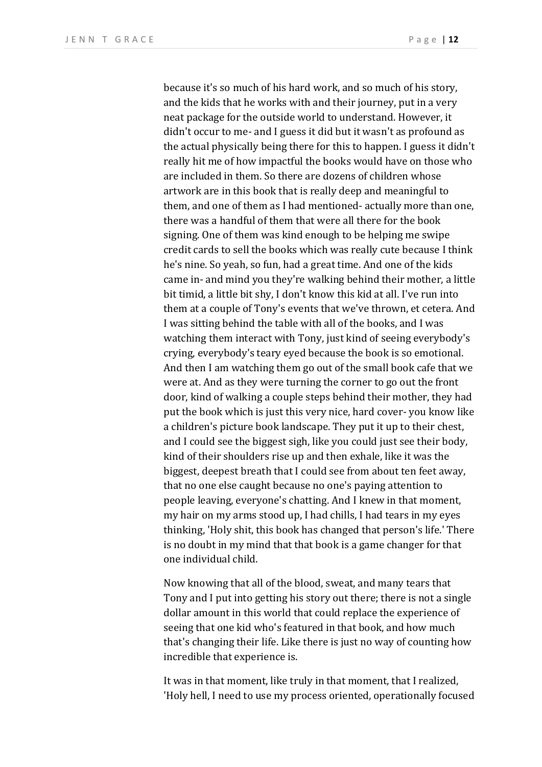because it's so much of his hard work, and so much of his story, and the kids that he works with and their journey, put in a very neat package for the outside world to understand. However, it didn't occur to me- and I guess it did but it wasn't as profound as the actual physically being there for this to happen. I guess it didn't really hit me of how impactful the books would have on those who are included in them. So there are dozens of children whose artwork are in this book that is really deep and meaningful to them, and one of them as I had mentioned- actually more than one, there was a handful of them that were all there for the book signing. One of them was kind enough to be helping me swipe credit cards to sell the books which was really cute because I think he's nine. So yeah, so fun, had a great time. And one of the kids came in- and mind you they're walking behind their mother, a little bit timid, a little bit shy, I don't know this kid at all. I've run into them at a couple of Tony's events that we've thrown, et cetera. And I was sitting behind the table with all of the books, and I was watching them interact with Tony, just kind of seeing everybody's crying, everybody's teary eyed because the book is so emotional. And then I am watching them go out of the small book cafe that we were at. And as they were turning the corner to go out the front door, kind of walking a couple steps behind their mother, they had put the book which is just this very nice, hard cover- you know like a children's picture book landscape. They put it up to their chest, and I could see the biggest sigh, like you could just see their body, kind of their shoulders rise up and then exhale, like it was the biggest, deepest breath that I could see from about ten feet away, that no one else caught because no one's paying attention to people leaving, everyone's chatting. And I knew in that moment, my hair on my arms stood up, I had chills, I had tears in my eyes thinking, 'Holy shit, this book has changed that person's life.' There is no doubt in my mind that that book is a game changer for that one individual child.

Now knowing that all of the blood, sweat, and many tears that Tony and I put into getting his story out there; there is not a single dollar amount in this world that could replace the experience of seeing that one kid who's featured in that book, and how much that's changing their life. Like there is just no way of counting how incredible that experience is.

It was in that moment, like truly in that moment, that I realized, 'Holy hell, I need to use my process oriented, operationally focused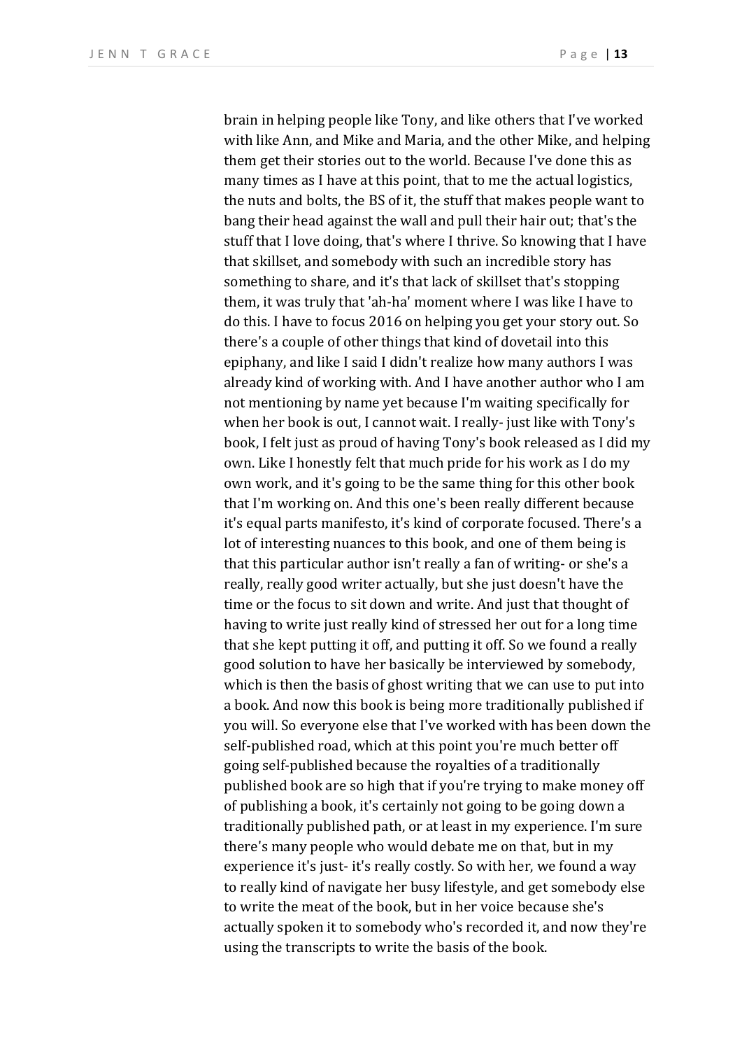brain in helping people like Tony, and like others that I've worked with like Ann, and Mike and Maria, and the other Mike, and helping them get their stories out to the world. Because I've done this as many times as I have at this point, that to me the actual logistics, the nuts and bolts, the BS of it, the stuff that makes people want to bang their head against the wall and pull their hair out; that's the stuff that I love doing, that's where I thrive. So knowing that I have that skillset, and somebody with such an incredible story has something to share, and it's that lack of skillset that's stopping them, it was truly that 'ah-ha' moment where I was like I have to do this. I have to focus 2016 on helping you get your story out. So there's a couple of other things that kind of dovetail into this epiphany, and like I said I didn't realize how many authors I was already kind of working with. And I have another author who I am not mentioning by name yet because I'm waiting specifically for when her book is out, I cannot wait. I really- just like with Tony's book, I felt just as proud of having Tony's book released as I did my own. Like I honestly felt that much pride for his work as I do my own work, and it's going to be the same thing for this other book that I'm working on. And this one's been really different because it's equal parts manifesto, it's kind of corporate focused. There's a lot of interesting nuances to this book, and one of them being is that this particular author isn't really a fan of writing- or she's a really, really good writer actually, but she just doesn't have the time or the focus to sit down and write. And just that thought of having to write just really kind of stressed her out for a long time that she kept putting it off, and putting it off. So we found a really good solution to have her basically be interviewed by somebody, which is then the basis of ghost writing that we can use to put into a book. And now this book is being more traditionally published if you will. So everyone else that I've worked with has been down the self-published road, which at this point you're much better off going self-published because the royalties of a traditionally published book are so high that if you're trying to make money off of publishing a book, it's certainly not going to be going down a traditionally published path, or at least in my experience. I'm sure there's many people who would debate me on that, but in my experience it's just- it's really costly. So with her, we found a way to really kind of navigate her busy lifestyle, and get somebody else to write the meat of the book, but in her voice because she's actually spoken it to somebody who's recorded it, and now they're using the transcripts to write the basis of the book.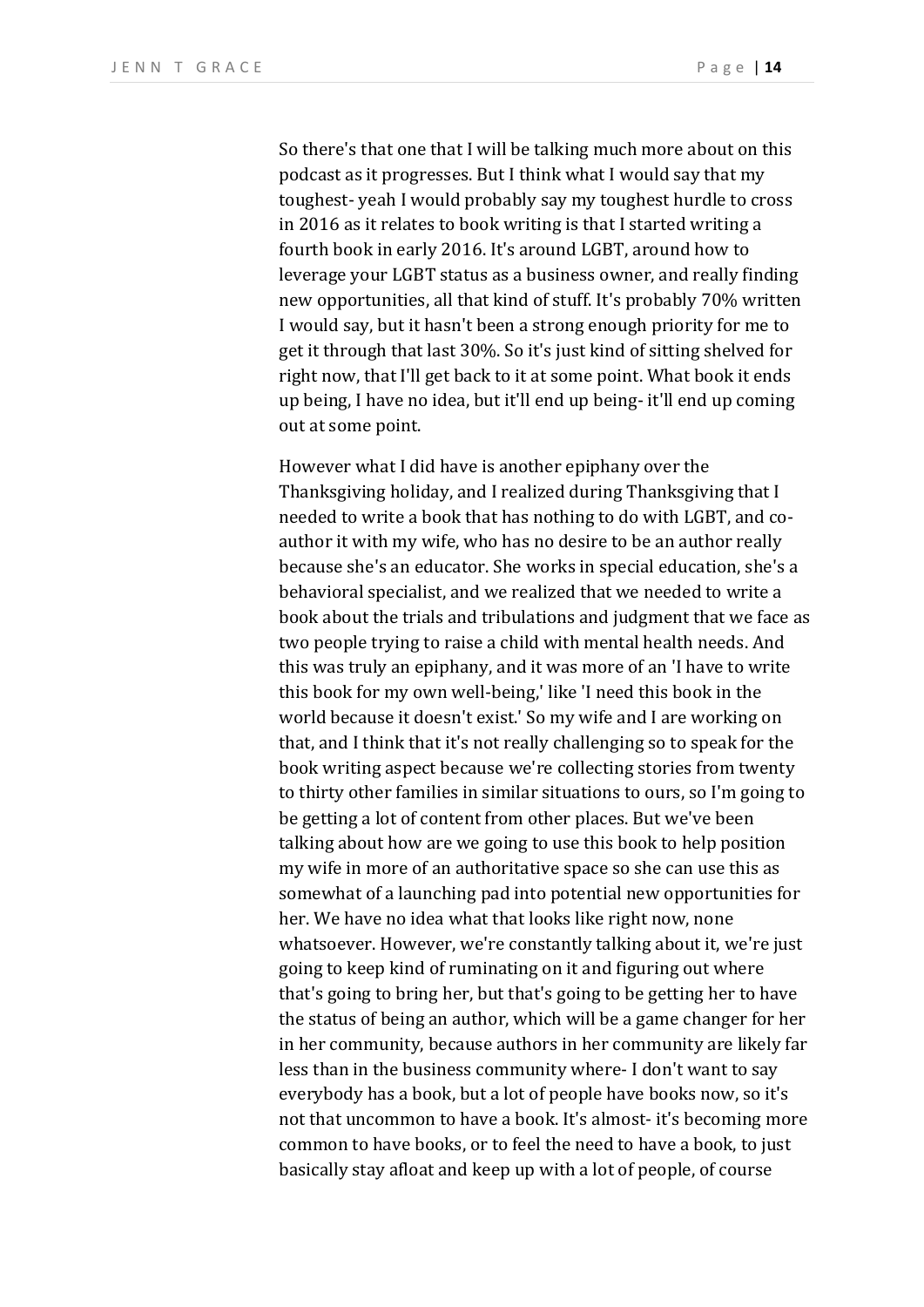So there's that one that I will be talking much more about on this podcast as it progresses. But I think what I would say that my toughest- yeah I would probably say my toughest hurdle to cross in 2016 as it relates to book writing is that I started writing a fourth book in early 2016. It's around LGBT, around how to leverage your LGBT status as a business owner, and really finding new opportunities, all that kind of stuff. It's probably 70% written I would say, but it hasn't been a strong enough priority for me to get it through that last 30%. So it's just kind of sitting shelved for right now, that I'll get back to it at some point. What book it ends up being, I have no idea, but it'll end up being- it'll end up coming out at some point.

However what I did have is another epiphany over the Thanksgiving holiday, and I realized during Thanksgiving that I needed to write a book that has nothing to do with LGBT, and co-author it with my wife, who has no desire to be an author really because she's an educator. She works in special education, she's a behavioral specialist, and we realized that we needed to write a book about the trials and tribulations and judgment that we face as two people trying to raise a child with mental health needs. And this was truly an epiphany, and it was more of an 'I have to write this book for my own well-being,' like 'I need this book in the world because it doesn't exist.' So my wife and I are working on that, and I think that it's not really challenging so to speak for the book writing aspect because we're collecting stories from twenty to thirty other families in similar situations to ours, so I'm going to be getting a lot of content from other places. But we've been talking about how are we going to use this book to help position my wife in more of an authoritative space so she can use this as somewhat of a launching pad into potential new opportunities for her. We have no idea what that looks like right now, none whatsoever. However, we're constantly talking about it, we're just going to keep kind of ruminating on it and figuring out where that's going to bring her, but that's going to be getting her to have the status of being an author, which will be a game changer for her in her community, because authors in her community are likely far less than in the business community where- I don't want to say everybody has a book, but a lot of people have books now, so it's not that uncommon to have a book. It's almost- it's becoming more common to have books, or to feel the need to have a book, to just basically stay afloat and keep up with a lot of people, of course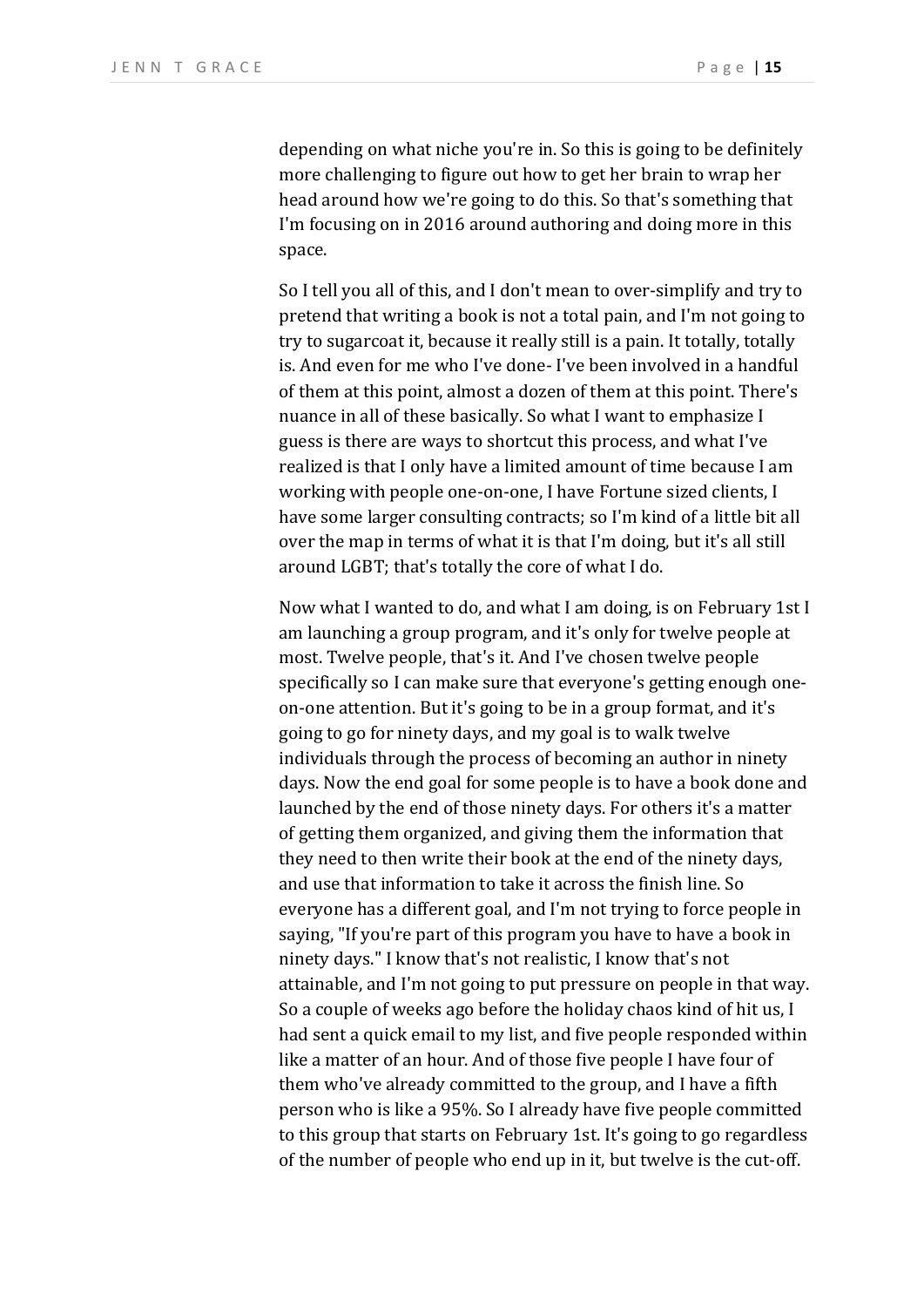depending on what niche you're in. So this is going to be definitely more challenging to figure out how to get her brain to wrap her head around how we're going to do this. So that's something that I'm focusing on in 2016 around authoring and doing more in this space.

So I tell you all of this, and I don't mean to over-simplify and try to pretend that writing a book is not a total pain, and I'm not going to try to sugarcoat it, because it really still is a pain. It totally, totally is. And even for me who I've done- I've been involved in a handful of them at this point, almost a dozen of them at this point. There's nuance in all of these basically. So what I want to emphasize I guess is there are ways to shortcut this process, and what I've realized is that I only have a limited amount of time because I am working with people one-on-one, I have Fortune sized clients, I have some larger consulting contracts; so I'm kind of a little bit all over the map in terms of what it is that I'm doing, but it's all still around LGBT; that's totally the core of what I do.

Now what I wanted to do, and what I am doing, is on February 1st I am launching a group program, and it's only for twelve people at most. Twelve people, that's it. And I've chosen twelve people specifically so I can make sure that everyone's getting enough one-on-one attention. But it's going to be in a group format, and it's going to go for ninety days, and my goal is to walk twelve individuals through the process of becoming an author in ninety days. Now the end goal for some people is to have a book done and launched by the end of those ninety days. For others it's a matter of getting them organized, and giving them the information that they need to then write their book at the end of the ninety days, and use that information to take it across the finish line. So everyone has a different goal, and I'm not trying to force people in saying, "If you're part of this program you have to have a book in ninety days." I know that's not realistic, I know that's not attainable, and I'm not going to put pressure on people in that way. So a couple of weeks ago before the holiday chaos kind of hit us, I had sent a quick email to my list, and five people responded within like a matter of an hour. And of those five people I have four of them who've already committed to the group, and I have a fifth person who is like a 95%. So I already have five people committed to this group that starts on February 1st. It's going to go regardless of the number of people who end up in it, but twelve is the cut-off.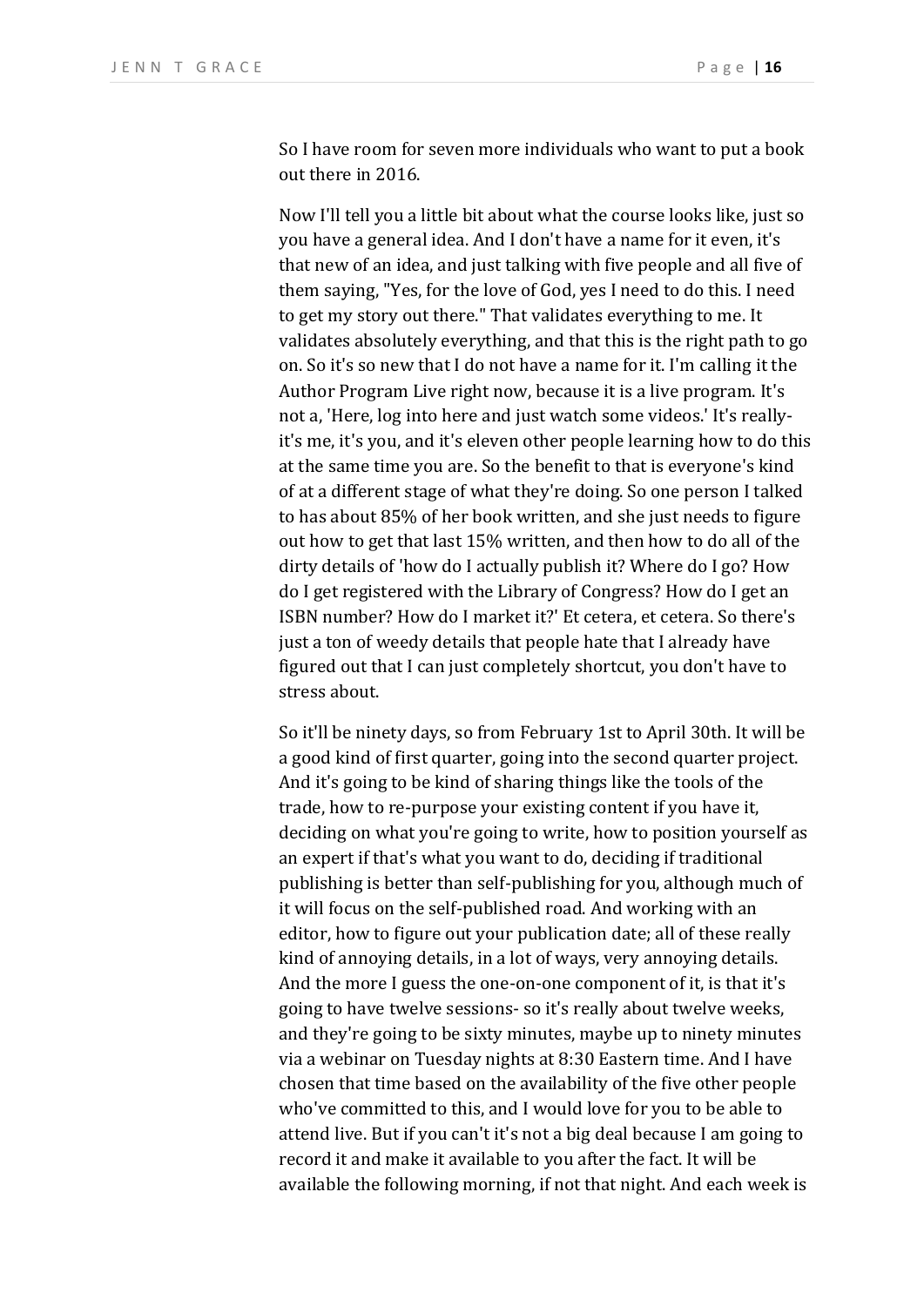So I have room for seven more individuals who want to put a book out there in 2016.

Now I'll tell you a little bit about what the course looks like, just so you have a general idea. And I don't have a name for it even, it's that new of an idea, and just talking with five people and all five of them saying, "Yes, for the love of God, yes I need to do this. I need to get my story out there." That validates everything to me. It validates absolutely everything, and that this is the right path to go on. So it's so new that I do not have a name for it. I'm calling it the Author Program Live right now, because it is a live program. It's not a, 'Here, log into here and just watch some videos.' It's really- it's me, it's you, and it's eleven other people learning how to do this at the same time you are. So the benefit to that is everyone's kind of at a different stage of what they're doing. So one person I talked to has about 85% of her book written, and she just needs to figure out how to get that last 15% written, and then how to do all of the dirty details of 'how do I actually publish it? Where do I go? How do I get registered with the Library of Congress? How do I get an ISBN number? How do I market it?' Et cetera, et cetera. So there's just a ton of weedy details that people hate that I already have figured out that I can just completely shortcut, you don't have to stress about.

So it'll be ninety days, so from February 1st to April 30th. It will be a good kind of first quarter, going into the second quarter project. And it's going to be kind of sharing things like the tools of the trade, how to re-purpose your existing content if you have it, deciding on what you're going to write, how to position yourself as an expert if that's what you want to do, deciding if traditional publishing is better than self-publishing for you, although much of it will focus on the self-published road. And working with an editor, how to figure out your publication date; all of these really kind of annoying details, in a lot of ways, very annoying details. And the more I guess the one-on-one component of it, is that it's going to have twelve sessions- so it's really about twelve weeks, and they're going to be sixty minutes, maybe up to ninety minutes via a webinar on Tuesday nights at 8:30 Eastern time. And I have chosen that time based on the availability of the five other people who've committed to this, and I would love for you to be able to attend live. But if you can't it's not a big deal because I am going to record it and make it available to you after the fact. It will be available the following morning, if not that night. And each week is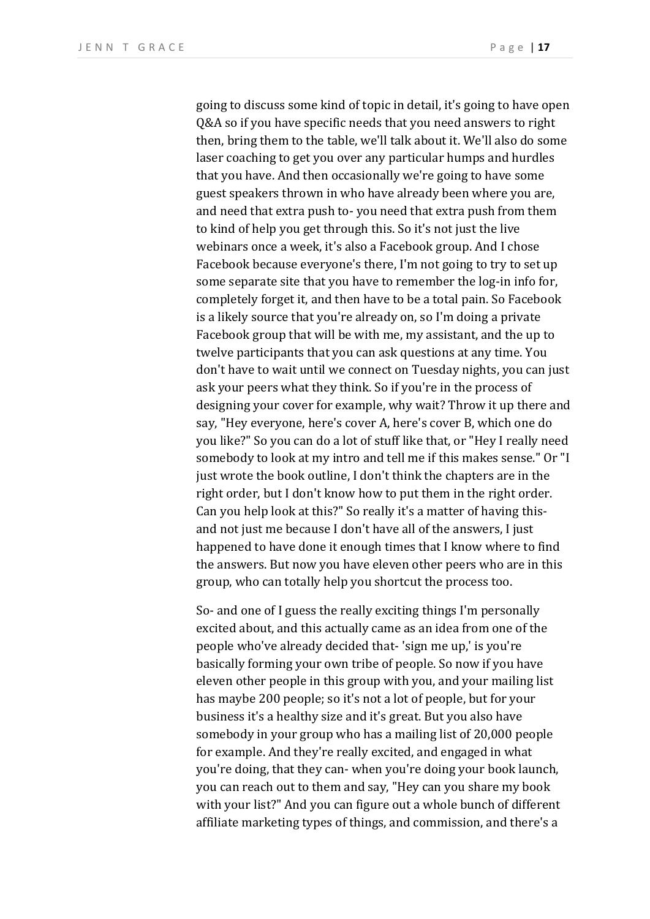going to discuss some kind of topic in detail, it's going to have open Q&A so if you have specific needs that you need answers to right then, bring them to the table, we'll talk about it. We'll also do some laser coaching to get you over any particular humps and hurdles that you have. And then occasionally we're going to have some guest speakers thrown in who have already been where you are, and need that extra push to- you need that extra push from them to kind of help you get through this. So it's not just the live webinars once a week, it's also a Facebook group. And I chose Facebook because everyone's there, I'm not going to try to set up some separate site that you have to remember the log-in info for, completely forget it, and then have to be a total pain. So Facebook is a likely source that you're already on, so I'm doing a private Facebook group that will be with me, my assistant, and the up to twelve participants that you can ask questions at any time. You don't have to wait until we connect on Tuesday nights, you can just ask your peers what they think. So if you're in the process of designing your cover for example, why wait? Throw it up there and say, "Hey everyone, here's cover A, here's cover B, which one do you like?" So you can do a lot of stuff like that, or "Hey I really need somebody to look at my intro and tell me if this makes sense." Or "I just wrote the book outline, I don't think the chapters are in the right order, but I don't know how to put them in the right order. Can you help look at this?" So really it's a matter of having this- and not just me because I don't have all of the answers, I just happened to have done it enough times that I know where to find the answers. But now you have eleven other peers who are in this group, who can totally help you shortcut the process too.

So- and one of I guess the really exciting things I'm personally excited about, and this actually came as an idea from one of the people who've already decided that- 'sign me up,' is you're basically forming your own tribe of people. So now if you have eleven other people in this group with you, and your mailing list has maybe 200 people; so it's not a lot of people, but for your business it's a healthy size and it's great. But you also have somebody in your group who has a mailing list of 20,000 people for example. And they're really excited, and engaged in what you're doing, that they can- when you're doing your book launch, you can reach out to them and say, "Hey can you share my book with your list?" And you can figure out a whole bunch of different affiliate marketing types of things, and commission, and there's a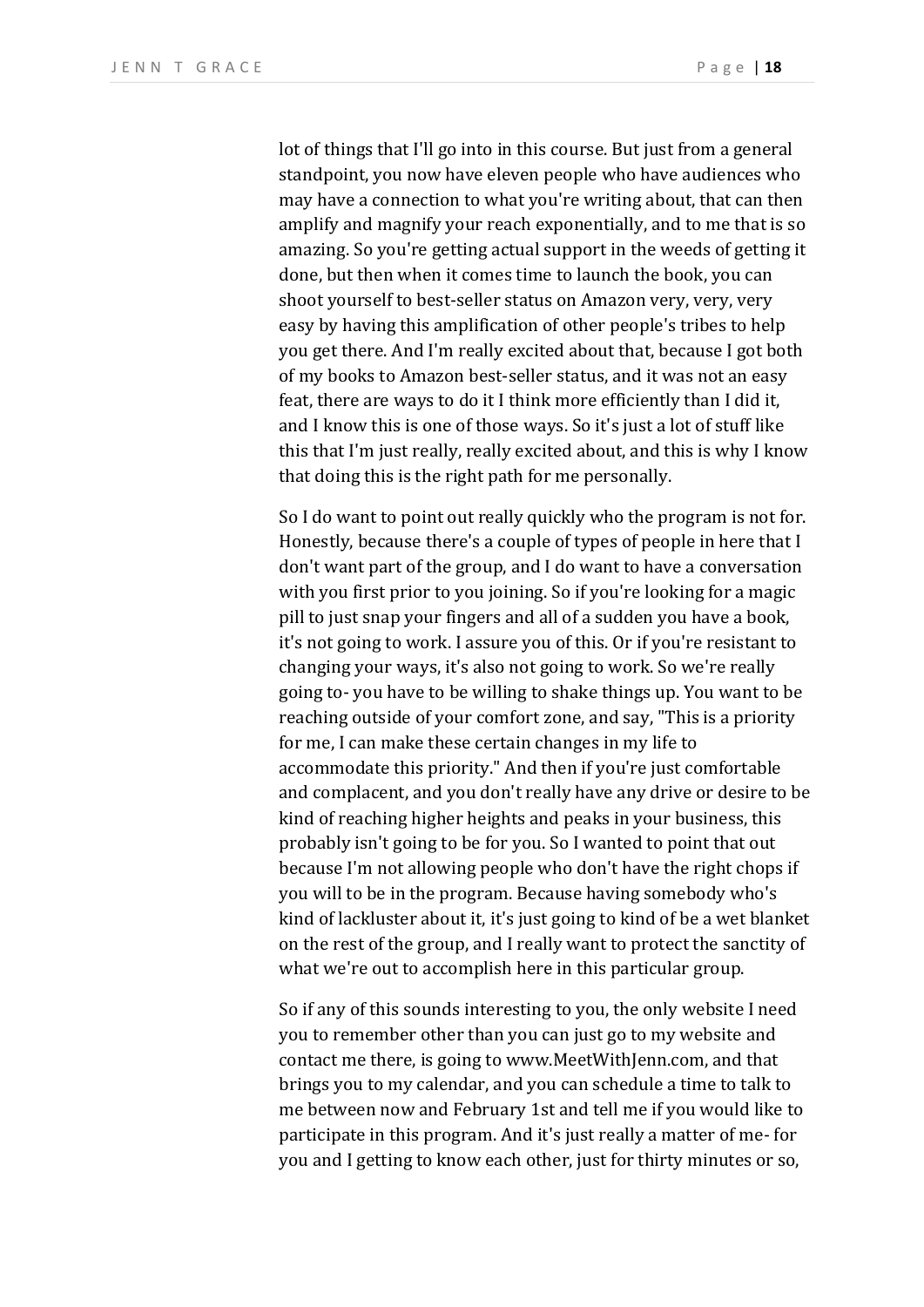lot of things that I'll go into in this course. But just from a general standpoint, you now have eleven people who have audiences who may have a connection to what you're writing about, that can then amplify and magnify your reach exponentially, and to me that is so amazing. So you're getting actual support in the weeds of getting it done, but then when it comes time to launch the book, you can shoot yourself to best-seller status on Amazon very, very, very easy by having this amplification of other people's tribes to help you get there. And I'm really excited about that, because I got both of my books to Amazon best-seller status, and it was not an easy feat, there are ways to do it I think more efficiently than I did it, and I know this is one of those ways. So it's just a lot of stuff like this that I'm just really, really excited about, and this is why I know that doing this is the right path for me personally.

So I do want to point out really quickly who the program is not for. Honestly, because there's a couple of types of people in here that I don't want part of the group, and I do want to have a conversation with you first prior to you joining. So if you're looking for a magic pill to just snap your fingers and all of a sudden you have a book, it's not going to work. I assure you of this. Or if you're resistant to changing your ways, it's also not going to work. So we're really going to- you have to be willing to shake things up. You want to be reaching outside of your comfort zone, and say, "This is a priority for me, I can make these certain changes in my life to accommodate this priority." And then if you're just comfortable and complacent, and you don't really have any drive or desire to be kind of reaching higher heights and peaks in your business, this probably isn't going to be for you. So I wanted to point that out because I'm not allowing people who don't have the right chops if you will to be in the program. Because having somebody who's kind of lackluster about it, it's just going to kind of be a wet blanket on the rest of the group, and I really want to protect the sanctity of what we're out to accomplish here in this particular group.

So if any of this sounds interesting to you, the only website I need you to remember other than you can just go to my website and contact me there, is going to www.MeetWithJenn.com, and that brings you to my calendar, and you can schedule a time to talk to me between now and February 1st and tell me if you would like to participate in this program. And it's just really a matter of me- for you and I getting to know each other, just for thirty minutes or so,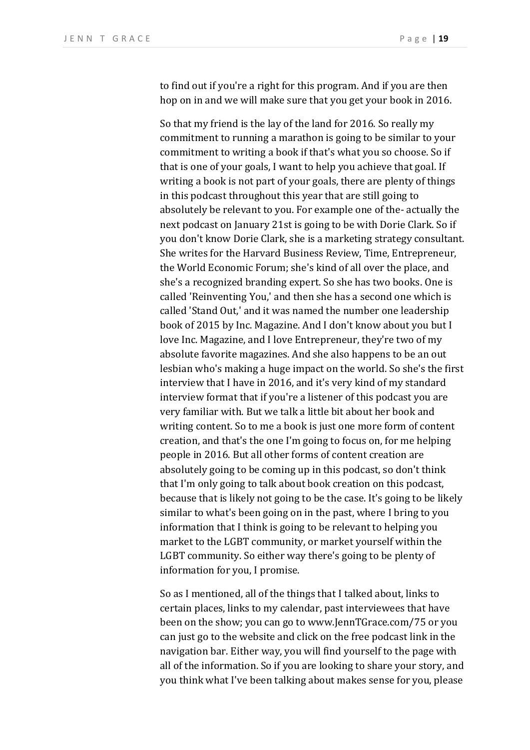to find out if you're a right for this program. And if you are then hop on in and we will make sure that you get your book in 2016.

So that my friend is the lay of the land for 2016. So really my commitment to running a marathon is going to be similar to your commitment to writing a book if that's what you so choose. So if that is one of your goals, I want to help you achieve that goal. If writing a book is not part of your goals, there are plenty of things in this podcast throughout this year that are still going to absolutely be relevant to you. For example one of the- actually the next podcast on January 21st is going to be with Dorie Clark. So if you don't know Dorie Clark, she is a marketing strategy consultant. She writes for the Harvard Business Review, Time, Entrepreneur, the World Economic Forum; she's kind of all over the place, and she's a recognized branding expert. So she has two books. One is called 'Reinventing You,' and then she has a second one which is called 'Stand Out,' and it was named the number one leadership book of 2015 by Inc. Magazine. And I don't know about you but I love Inc. Magazine, and I love Entrepreneur, they're two of my absolute favorite magazines. And she also happens to be an out lesbian who's making a huge impact on the world. So she's the first interview that I have in 2016, and it's very kind of my standard interview format that if you're a listener of this podcast you are very familiar with. But we talk a little bit about her book and writing content. So to me a book is just one more form of content creation, and that's the one I'm going to focus on, for me helping people in 2016. But all other forms of content creation are absolutely going to be coming up in this podcast, so don't think that I'm only going to talk about book creation on this podcast, because that is likely not going to be the case. It's going to be likely similar to what's been going on in the past, where I bring to you information that I think is going to be relevant to helping you market to the LGBT community, or market yourself within the LGBT community. So either way there's going to be plenty of information for you, I promise.

So as I mentioned, all of the things that I talked about, links to certain places, links to my calendar, past interviewees that have been on the show; you can go to www.JennTGrace.com/75 or you can just go to the website and click on the free podcast link in the navigation bar. Either way, you will find yourself to the page with all of the information. So if you are looking to share your story, and you think what I've been talking about makes sense for you, please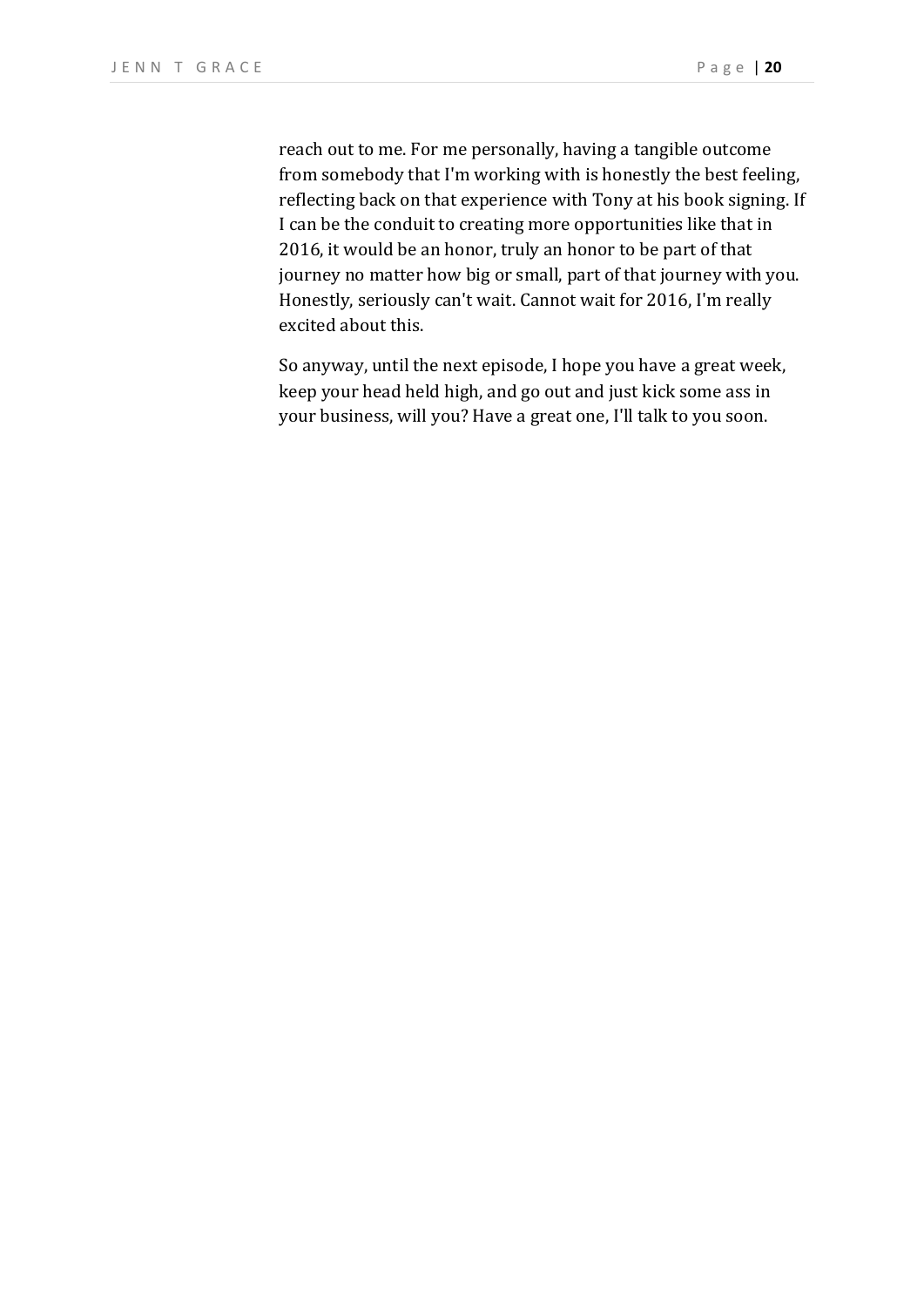reach out to me. For me personally, having a tangible outcome from somebody that I'm working with is honestly the best feeling, reflecting back on that experience with Tony at his book signing. If I can be the conduit to creating more opportunities like that in 2016, it would be an honor, truly an honor to be part of that journey no matter how big or small, part of that journey with you. Honestly, seriously can't wait. Cannot wait for 2016, I'm really excited about this.

So anyway, until the next episode, I hope you have a great week, keep your head held high, and go out and just kick some ass in your business, will you? Have a great one, I'll talk to you soon.